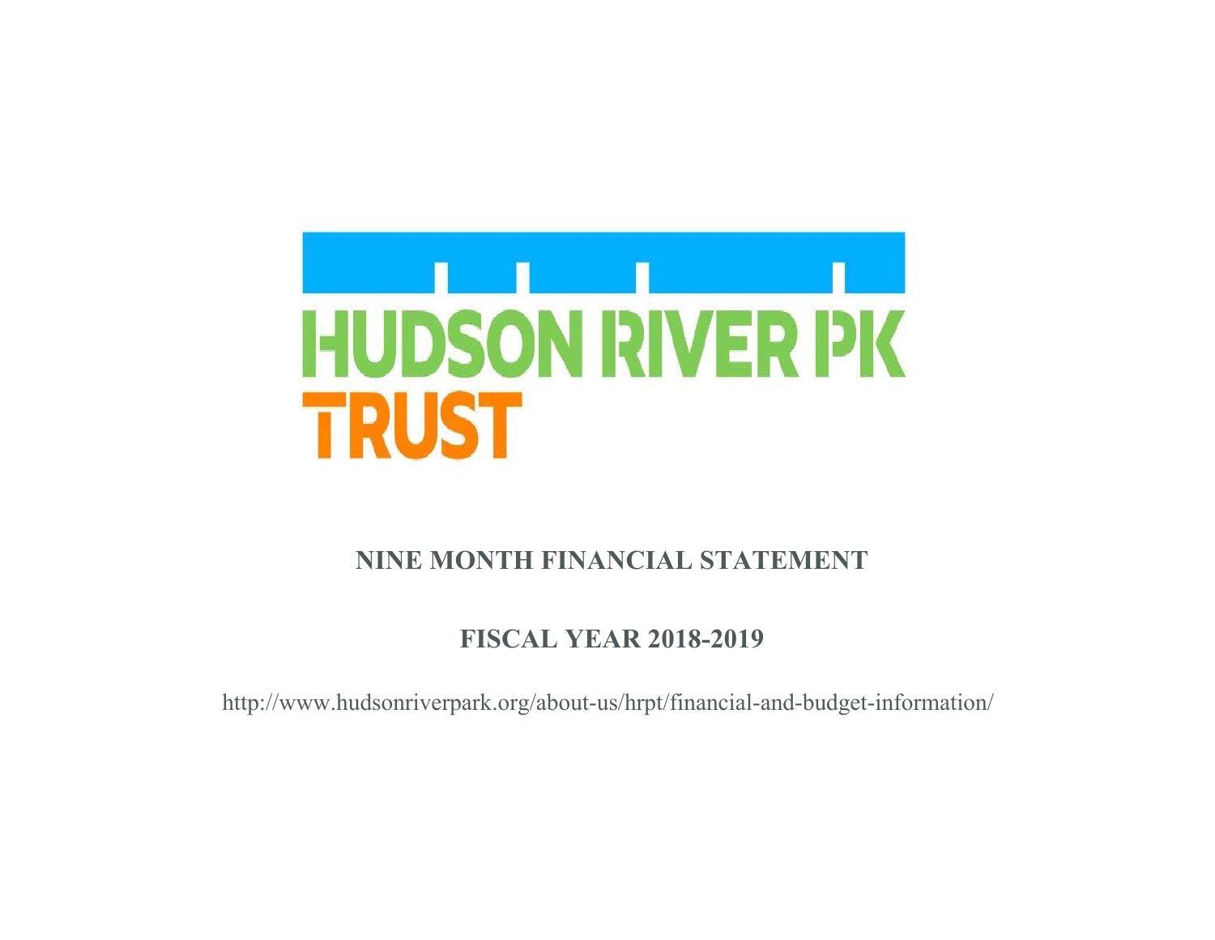HUDSON RIVER PK
TRUST

# NINE MONTH FINANCIAL STATEMENT

## FISCAL YEAR 2018-2019

http://www.hudsonriverpark.org/about-us/hrpt/financial-and-budget-information/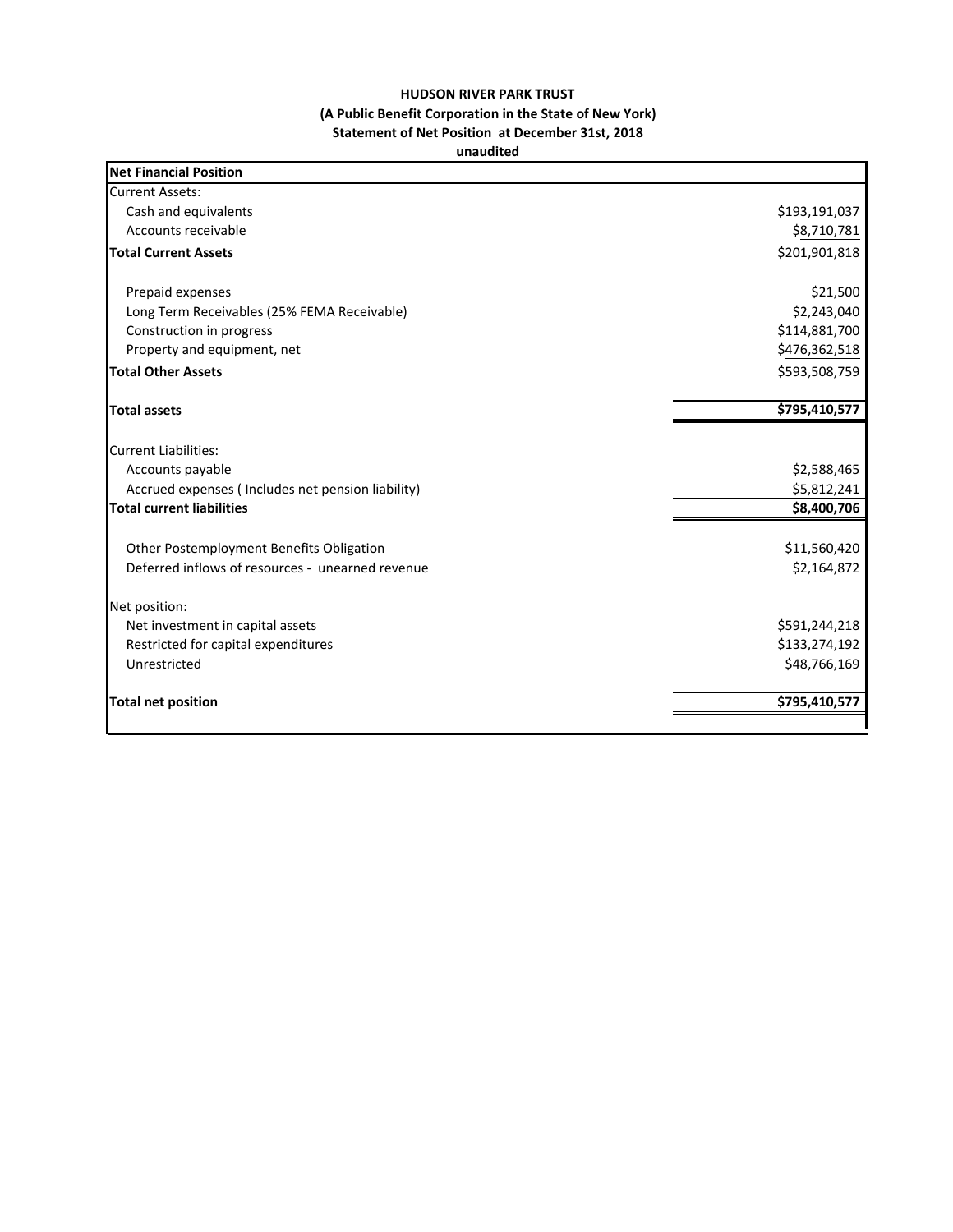**HUDSON RIVER PARK TRUST**

**(A Public Benefit Corporation in the State of New York)**

**Statement of Net Position at December 31st, 2018**

**unaudited**

| **Net Financial Position** | |
|---|---|
| Current Assets: | |
| Cash and equivalents | $193,191,037 |
| Accounts receivable | $8,710,781 |
| **Total Current Assets** | $201,901,818 |
| | |
| Prepaid expenses | $21,500 |
| Long Term Receivables (25% FEMA Receivable) | $2,243,040 |
| Construction in progress | $114,881,700 |
| Property and equipment, net | $476,362,518 |
| **Total Other Assets** | $593,508,759 |
| | |
| **Total assets** | **$795,410,577** |
| | |
| Current Liabilities: | |
| Accounts payable | $2,588,465 |
| Accrued expenses ( Includes net pension liability) | $5,812,241 |
| **Total current liabilities** | **$8,400,706** |
| | |
| Other Postemployment Benefits Obligation | $11,560,420 |
| Deferred inflows of resources - unearned revenue | $2,164,872 |
| | |
| Net position: | |
| Net investment in capital assets | $591,244,218 |
| Restricted for capital expenditures | $133,274,192 |
| Unrestricted | $48,766,169 |
| | |
| **Total net position** | **$795,410,577** |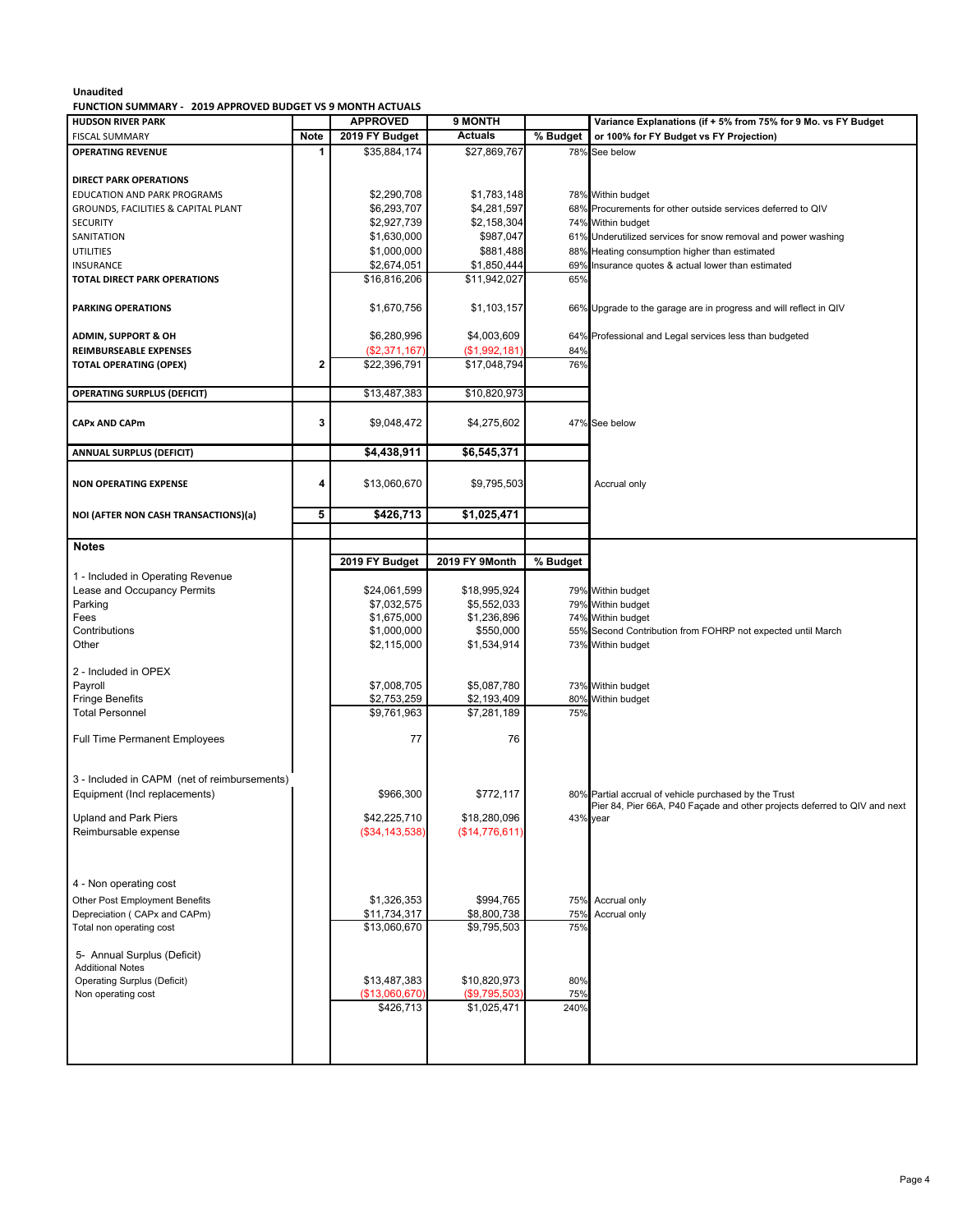**Unaudited**

**FUNCTION SUMMARY - 2019 APPROVED BUDGET VS 9 MONTH ACTUALS**

| HUDSON RIVER PARK | | APPROVED | 9 MONTH | | Variance Explanations (if + 5% from 75% for 9 Mo. vs FY Budget |
|---|---|---|---|---|---|
| FISCAL SUMMARY | Note | 2019 FY Budget | Actuals | % Budget | or 100% for FY Budget vs FY Projection) |
| **OPERATING REVENUE** | 1 | $35,884,174 | $27,869,767 | 78% | See below |
| | | | | | |
| **DIRECT PARK OPERATIONS** | | | | | |
| EDUCATION AND PARK PROGRAMS | | $2,290,708 | $1,783,148 | 78% | Within budget |
| GROUNDS, FACILITIES & CAPITAL PLANT | | $6,293,707 | $4,281,597 | 68% | Procurements for other outside services deferred to QIV |
| SECURITY | | $2,927,739 | $2,158,304 | 74% | Within budget |
| SANITATION | | $1,630,000 | $987,047 | 61% | Underutilized services for snow removal and power washing |
| UTILITIES | | $1,000,000 | $881,488 | 88% | Heating consumption higher than estimated |
| INSURANCE | | $2,674,051 | $1,850,444 | 69% | Insurance quotes & actual lower than estimated |
| **TOTAL DIRECT PARK OPERATIONS** | | $16,816,206 | $11,942,027 | 65% | |
| | | | | | |
| **PARKING OPERATIONS** | | $1,670,756 | $1,103,157 | 66% | Upgrade to the garage are in progress and will reflect in QIV |
| | | | | | |
| **ADMIN, SUPPORT & OH** | | $6,280,996 | $4,003,609 | 64% | Professional and Legal services less than budgeted |
| **REIMBURSEABLE EXPENSES** | | ($2,371,167) | ($1,992,181) | 84% | |
| **TOTAL OPERATING (OPEX)** | 2 | $22,396,791 | $17,048,794 | 76% | |
| | | | | | |
| **OPERATING SURPLUS (DEFICIT)** | | $13,487,383 | $10,820,973 | | |
| | | | | | |
| **CAPx AND CAPm** | 3 | $9,048,472 | $4,275,602 | 47% | See below |
| | | | | | |
| **ANNUAL SURPLUS (DEFICIT)** | | **$4,438,911** | **$6,545,371** | | |
| | | | | | |
| **NON OPERATING EXPENSE** | 4 | $13,060,670 | $9,795,503 | | Accrual only |
| | | | | | |
| **NOI (AFTER NON CASH TRANSACTIONS)(a)** | 5 | **$426,713** | **$1,025,471** | | |

| **Notes** | | 2019 FY Budget | 2019 FY 9Month | % Budget | |
|---|---|---|---|---|---|
| 1 - Included in Operating Revenue | | | | | |
| Lease and Occupancy Permits | | $24,061,599 | $18,995,924 | 79% | Within budget |
| Parking | | $7,032,575 | $5,552,033 | 79% | Within budget |
| Fees | | $1,675,000 | $1,236,896 | 74% | Within budget |
| Contributions | | $1,000,000 | $550,000 | 55% | Second Contribution from FOHRP not expected until March |
| Other | | $2,115,000 | $1,534,914 | 73% | Within budget |
| | | | | | |
| 2 - Included in OPEX | | | | | |
| Payroll | | $7,008,705 | $5,087,780 | 73% | Within budget |
| Fringe Benefits | | $2,753,259 | $2,193,409 | 80% | Within budget |
| Total Personnel | | $9,761,963 | $7,281,189 | 75% | |
| | | | | | |
| Full Time Permanent Employees | | 77 | 76 | | |
| | | | | | |
| 3 - Included in CAPM (net of reimbursements) | | | | | |
| Equipment (Incl replacements) | | $966,300 | $772,117 | 80% | Partial accrual of vehicle purchased by the Trust |
| Upland and Park Piers | | $42,225,710 | $18,280,096 | 43% | Pier 84, Pier 66A, P40 Façade and other projects deferred to QIV and next year |
| Reimbursable expense | | ($34,143,538) | ($14,776,611) | | |
| | | | | | |
| 4 - Non operating cost | | | | | |
| Other Post Employment Benefits | | $1,326,353 | $994,765 | 75% | Accrual only |
| Depreciation ( CAPx and CAPm) | | $11,734,317 | $8,800,738 | 75% | Accrual only |
| Total non operating cost | | $13,060,670 | $9,795,503 | 75% | |
| | | | | | |
| 5- Annual Surplus (Deficit) | | | | | |
| Additional Notes | | | | | |
| Operating Surplus (Deficit) | | $13,487,383 | $10,820,973 | 80% | |
| Non operating cost | | ($13,060,670) | ($9,795,503) | 75% | |
| | | $426,713 | $1,025,471 | 240% | |